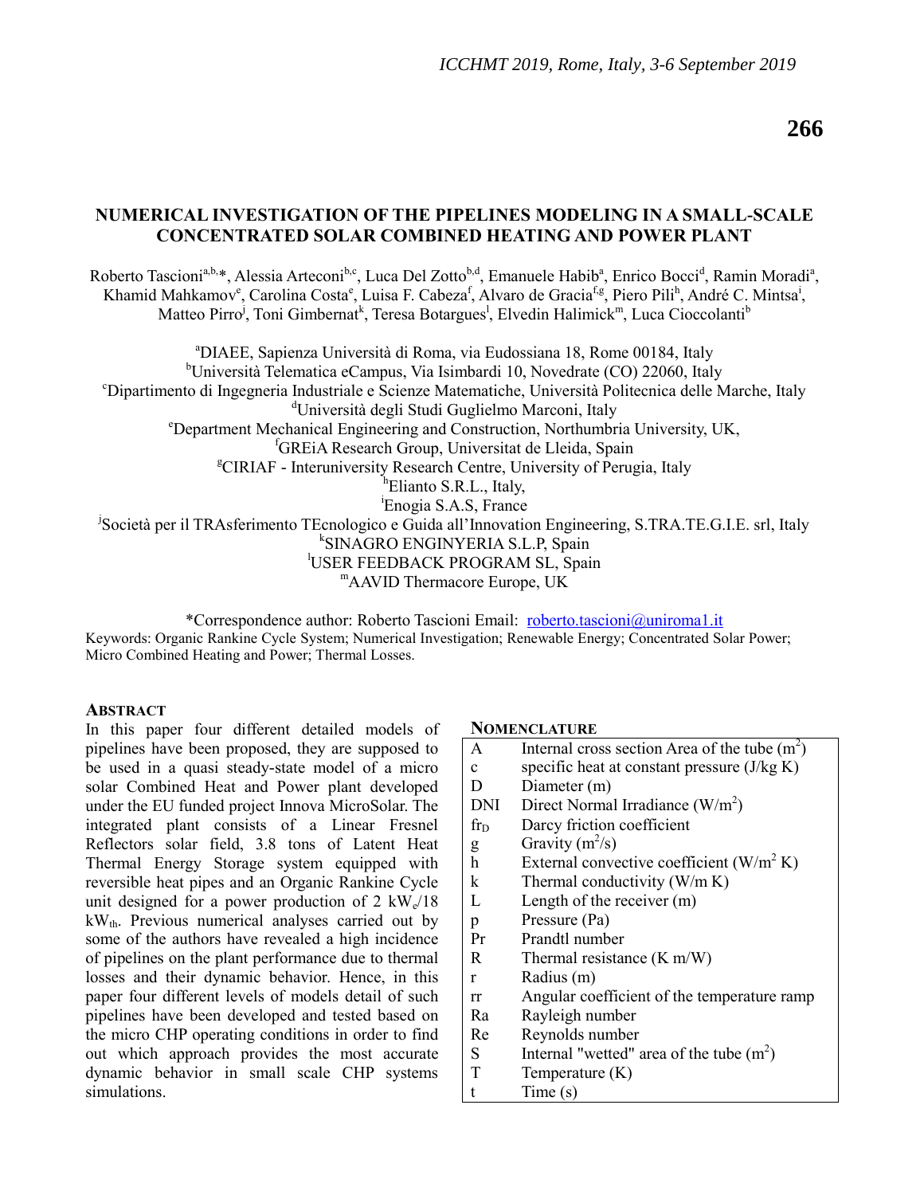# NUMERICAL INVESTIGATION OF THE PIPELINES MODELING IN A SMALL-SCALE CONCENTRATED SOLAR COMBINED HEATING AND POWER PLANT

Roberto Tascioni[a,b,*], Alessia Arteconi[b,c], Luca Del Zotto[b,d], Emanuele Habib[a], Enrico Bocci[d], Ramin Moradi[a], Khamid Mahkamov[e], Carolina Costa[e], Luisa F. Cabeza[f], Alvaro de Gracia[f,g], Piero Pili[h], André C. Mintsa[i], Matteo Pirro[j], Toni Gimbernat[k], Teresa Botargues[l], Elvedin Halimick[m], Luca Cioccolanti[b]

[a]DIAEE, Sapienza Università di Roma, via Eudossiana 18, Rome 00184, Italy
[b]Università Telematica eCampus, Via Isimbardi 10, Novedrate (CO) 22060, Italy
[c]Dipartimento di Ingegneria Industriale e Scienze Matematiche, Università Politecnica delle Marche, Italy
[d]Università degli Studi Guglielmo Marconi, Italy
[e]Department Mechanical Engineering and Construction, Northumbria University, UK,
[f]GREiA Research Group, Universitat de Lleida, Spain
[g]CIRIAF - Interuniversity Research Centre, University of Perugia, Italy
[h]Elianto S.R.L., Italy,
[i]Enogia S.A.S, France
[j]Società per il TRAsferimento TEcnologico e Guida all'Innovation Engineering, S.TRA.TE.G.I.E. srl, Italy
[k]SINAGRO ENGINYERIA S.L.P, Spain
[l]USER FEEDBACK PROGRAM SL, Spain
[m]AAVID Thermacore Europe, UK

*Correspondence author: Roberto Tascioni Email: roberto.tascioni@uniroma1.it

Keywords: Organic Rankine Cycle System; Numerical Investigation; Renewable Energy; Concentrated Solar Power; Micro Combined Heating and Power; Thermal Losses.

## ABSTRACT

In this paper four different detailed models of pipelines have been proposed, they are supposed to be used in a quasi steady-state model of a micro solar Combined Heat and Power plant developed under the EU funded project Innova MicroSolar. The integrated plant consists of a Linear Fresnel Reflectors solar field, 3.8 tons of Latent Heat Thermal Energy Storage system equipped with reversible heat pipes and an Organic Rankine Cycle unit designed for a power production of 2 $kW_e$/18 $kW_{th}$. Previous numerical analyses carried out by some of the authors have revealed a high incidence of pipelines on the plant performance due to thermal losses and their dynamic behavior. Hence, in this paper four different levels of models detail of such pipelines have been developed and tested based on the micro CHP operating conditions in order to find out which approach provides the most accurate dynamic behavior in small scale CHP systems simulations.

## NOMENCLATURE

| | |
|---|---|
| A | Internal cross section Area of the tube ($m^2$) |
| c | specific heat at constant pressure (J/kg K) |
| D | Diameter (m) |
| DNI | Direct Normal Irradiance ($W/m^2$) |
| $fr_D$ | Darcy friction coefficient |
| g | Gravity ($m^2/s$) |
| h | External convective coefficient ($W/m^2$ K) |
| k | Thermal conductivity (W/m K) |
| L | Length of the receiver (m) |
| p | Pressure (Pa) |
| Pr | Prandtl number |
| R | Thermal resistance (K m/W) |
| r | Radius (m) |
| rr | Angular coefficient of the temperature ramp |
| Ra | Rayleigh number |
| Re | Reynolds number |
| S | Internal "wetted" area of the tube ($m^2$) |
| T | Temperature (K) |
| t | Time (s) |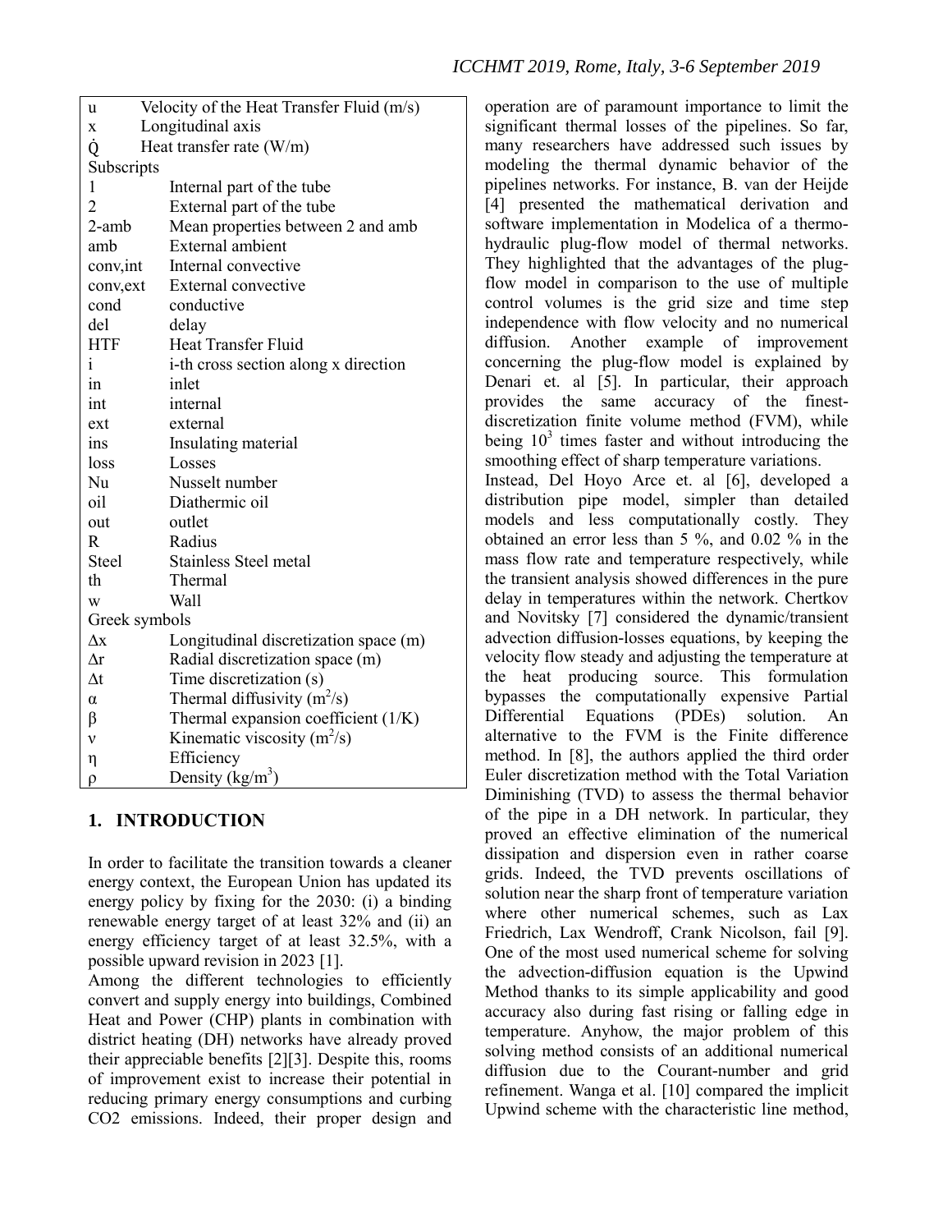| | |
|---|---|
| u | Velocity of the Heat Transfer Fluid (m/s) |
| x | Longitudinal axis |
| $\dot{Q}$ | Heat transfer rate (W/m) |
| Subscripts | |
| 1 | Internal part of the tube |
| 2 | External part of the tube |
| 2-amb | Mean properties between 2 and amb |
| amb | External ambient |
| conv,int | Internal convective |
| conv,ext | External convective |
| cond | conductive |
| del | delay |
| HTF | Heat Transfer Fluid |
| i | i-th cross section along x direction |
| in | inlet |
| int | internal |
| ext | external |
| ins | Insulating material |
| loss | Losses |
| Nu | Nusselt number |
| oil | Diathermic oil |
| out | outlet |
| R | Radius |
| Steel | Stainless Steel metal |
| th | Thermal |
| w | Wall |
| Greek symbols | |
| $\Delta x$ | Longitudinal discretization space (m) |
| $\Delta r$ | Radial discretization space (m) |
| $\Delta t$ | Time discretization (s) |
| $\alpha$ | Thermal diffusivity ($m^2$/s) |
| $\beta$ | Thermal expansion coefficient (1/K) |
| $\nu$ | Kinematic viscosity ($m^2$/s) |
| $\eta$ | Efficiency |
| $\rho$ | Density (kg/$m^3$) |

## 1. INTRODUCTION

In order to facilitate the transition towards a cleaner energy context, the European Union has updated its energy policy by fixing for the 2030: (i) a binding renewable energy target of at least 32% and (ii) an energy efficiency target of at least 32.5%, with a possible upward revision in 2023 [1].

Among the different technologies to efficiently convert and supply energy into buildings, Combined Heat and Power (CHP) plants in combination with district heating (DH) networks have already proved their appreciable benefits [2][3]. Despite this, rooms of improvement exist to increase their potential in reducing primary energy consumptions and curbing $CO_2$ emissions. Indeed, their proper design and operation are of paramount importance to limit the significant thermal losses of the pipelines. So far, many researchers have addressed such issues by modeling the thermal dynamic behavior of the pipelines networks. For instance, B. van der Heijde [4] presented the mathematical derivation and software implementation in Modelica of a thermo-hydraulic plug-flow model of thermal networks. They highlighted that the advantages of the plug-flow model in comparison to the use of multiple control volumes is the grid size and time step independence with flow velocity and no numerical diffusion. Another example of improvement concerning the plug-flow model is explained by Denari et. al [5]. In particular, their approach provides the same accuracy of the finest-discretization finite volume method (FVM), while being $10^3$ times faster and without introducing the smoothing effect of sharp temperature variations.

Instead, Del Hoyo Arce et. al [6], developed a distribution pipe model, simpler than detailed models and less computationally costly. They obtained an error less than 5 %, and 0.02 % in the mass flow rate and temperature respectively, while the transient analysis showed differences in the pure delay in temperatures within the network. Chertkov and Novitsky [7] considered the dynamic/transient advection diffusion-losses equations, by keeping the velocity flow steady and adjusting the temperature at the heat producing source. This formulation bypasses the computationally expensive Partial Differential Equations (PDEs) solution. An alternative to the FVM is the Finite difference method. In [8], the authors applied the third order Euler discretization method with the Total Variation Diminishing (TVD) to assess the thermal behavior of the pipe in a DH network. In particular, they proved an effective elimination of the numerical dissipation and dispersion even in rather coarse grids. Indeed, the TVD prevents oscillations of solution near the sharp front of temperature variation where other numerical schemes, such as Lax Friedrich, Lax Wendroff, Crank Nicolson, fail [9]. One of the most used numerical scheme for solving the advection-diffusion equation is the Upwind Method thanks to its simple applicability and good accuracy also during fast rising or falling edge in temperature. Anyhow, the major problem of this solving method consists of an additional numerical diffusion due to the Courant-number and grid refinement. Wanga et al. [10] compared the implicit Upwind scheme with the characteristic line method,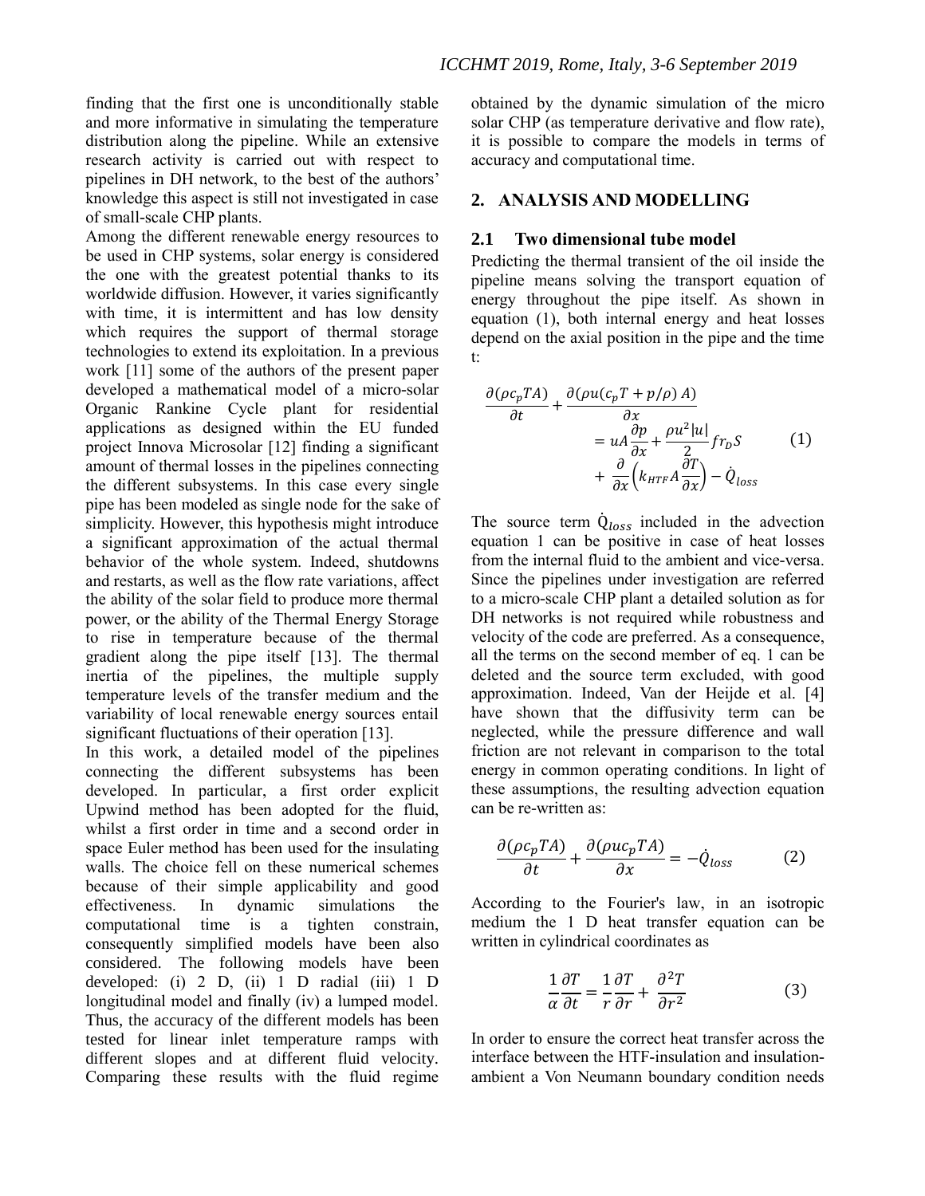finding that the first one is unconditionally stable and more informative in simulating the temperature distribution along the pipeline. While an extensive research activity is carried out with respect to pipelines in DH network, to the best of the authors' knowledge this aspect is still not investigated in case of small-scale CHP plants.

Among the different renewable energy resources to be used in CHP systems, solar energy is considered the one with the greatest potential thanks to its worldwide diffusion. However, it varies significantly with time, it is intermittent and has low density which requires the support of thermal storage technologies to extend its exploitation. In a previous work [11] some of the authors of the present paper developed a mathematical model of a micro-solar Organic Rankine Cycle plant for residential applications as designed within the EU funded project Innova Microsolar [12] finding a significant amount of thermal losses in the pipelines connecting the different subsystems. In this case every single pipe has been modeled as single node for the sake of simplicity. However, this hypothesis might introduce a significant approximation of the actual thermal behavior of the whole system. Indeed, shutdowns and restarts, as well as the flow rate variations, affect the ability of the solar field to produce more thermal power, or the ability of the Thermal Energy Storage to rise in temperature because of the thermal gradient along the pipe itself [13]. The thermal inertia of the pipelines, the multiple supply temperature levels of the transfer medium and the variability of local renewable energy sources entail significant fluctuations of their operation [13].

In this work, a detailed model of the pipelines connecting the different subsystems has been developed. In particular, a first order explicit Upwind method has been adopted for the fluid, whilst a first order in time and a second order in space Euler method has been used for the insulating walls. The choice fell on these numerical schemes because of their simple applicability and good effectiveness. In dynamic simulations the computational time is a tighten constrain, consequently simplified models have been also considered. The following models have been developed: (i) 2 D, (ii) 1 D radial (iii) 1 D longitudinal model and finally (iv) a lumped model. Thus, the accuracy of the different models has been tested for linear inlet temperature ramps with different slopes and at different fluid velocity. Comparing these results with the fluid regime obtained by the dynamic simulation of the micro solar CHP (as temperature derivative and flow rate), it is possible to compare the models in terms of accuracy and computational time.

## 2. ANALYSIS AND MODELLING

### 2.1 Two dimensional tube model

Predicting the thermal transient of the oil inside the pipeline means solving the transport equation of energy throughout the pipe itself. As shown in equation (1), both internal energy and heat losses depend on the axial position in the pipe and the time t:

$$\frac{\partial(\rho c_p T A)}{\partial t} + \frac{\partial(\rho u(c_p T + p/\rho)\, A)}{\partial x} = uA\frac{\partial p}{\partial x} + \frac{\rho u^2 |u|}{2} fr_D S + \frac{\partial}{\partial x}\left(k_{HTF} A \frac{\partial T}{\partial x}\right) - \dot{Q}_{loss} \qquad (1)$$

The source term $\dot{Q}_{loss}$ included in the advection equation 1 can be positive in case of heat losses from the internal fluid to the ambient and vice-versa. Since the pipelines under investigation are referred to a micro-scale CHP plant a detailed solution as for DH networks is not required while robustness and velocity of the code are preferred. As a consequence, all the terms on the second member of eq. 1 can be deleted and the source term excluded, with good approximation. Indeed, Van der Heijde et al. [4] have shown that the diffusivity term can be neglected, while the pressure difference and wall friction are not relevant in comparison to the total energy in common operating conditions. In light of these assumptions, the resulting advection equation can be re-written as:

$$\frac{\partial(\rho c_p T A)}{\partial t} + \frac{\partial(\rho u c_p T A)}{\partial x} = -\dot{Q}_{loss} \qquad (2)$$

According to the Fourier's law, in an isotropic medium the 1 D heat transfer equation can be written in cylindrical coordinates as

$$\frac{1}{\alpha}\frac{\partial T}{\partial t} = \frac{1}{r}\frac{\partial T}{\partial r} + \frac{\partial^2 T}{\partial r^2} \qquad (3)$$

In order to ensure the correct heat transfer across the interface between the HTF-insulation and insulation-ambient a Von Neumann boundary condition needs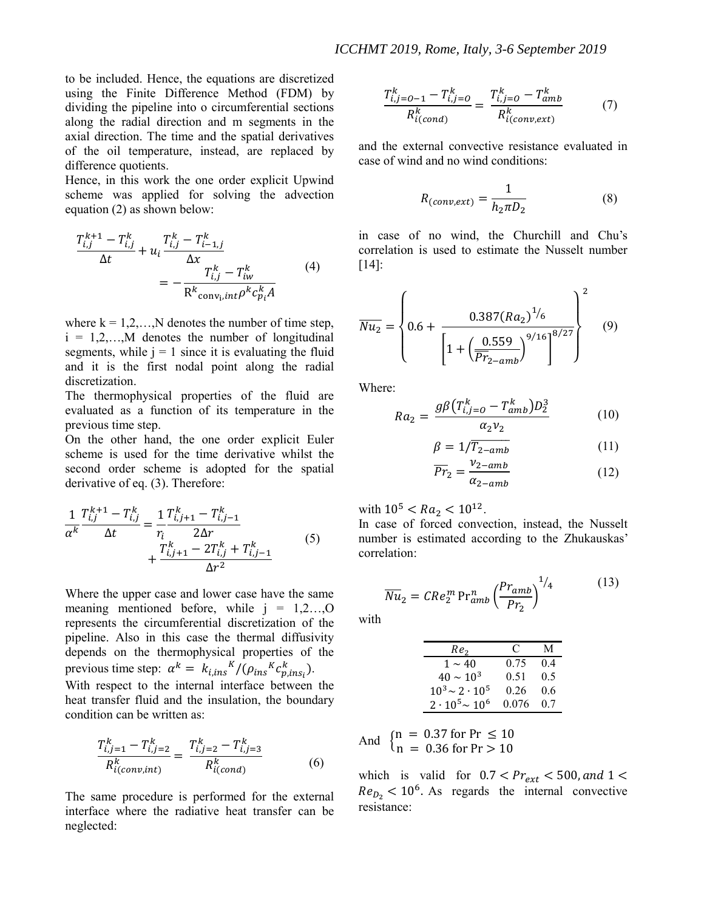to be included. Hence, the equations are discretized using the Finite Difference Method (FDM) by dividing the pipeline into o circumferential sections along the radial direction and m segments in the axial direction. The time and the spatial derivatives of the oil temperature, instead, are replaced by difference quotients.

Hence, in this work the one order explicit Upwind scheme was applied for solving the advection equation (2) as shown below:

$$\frac{T_{i,j}^{k+1} - T_{i,j}^{k}}{\Delta t} + u_i \frac{T_{i,j}^{k} - T_{i-1,j}^{k}}{\Delta x} = -\frac{T_{i,j}^{k} - T_{iw}^{k}}{\mathrm{R}^{k}{}_{\mathrm{conv_i},int}\rho^{k} c_{p_i}^{k} A} \tag{4}$$

where k = 1,2,…,N denotes the number of time step, i = 1,2,…,M denotes the number of longitudinal segments, while j = 1 since it is evaluating the fluid and it is the first nodal point along the radial discretization.

The thermophysical properties of the fluid are evaluated as a function of its temperature in the previous time step.

On the other hand, the one order explicit Euler scheme is used for the time derivative whilst the second order scheme is adopted for the spatial derivative of eq. (3). Therefore:

$$\frac{1}{\alpha^{k}} \frac{T_{i,j}^{k+1} - T_{i,j}^{k}}{\Delta t} = \frac{1}{r_i} \frac{T_{i,j+1}^{k} - T_{i,j-1}^{k}}{2\Delta r} + \frac{T_{i,j+1}^{k} - 2T_{i,j}^{k} + T_{i,j-1}^{k}}{\Delta r^2} \tag{5}$$

Where the upper case and lower case have the same meaning mentioned before, while j = 1,2…,O represents the circumferential discretization of the pipeline. Also in this case the thermal diffusivity depends on the thermophysical properties of the previous time step: $\alpha^{k} = k_{i,ins}{}^{K}/(\rho_{ins}{}^{K} c_{p,ins_i}^{k})$.

With respect to the internal interface between the heat transfer fluid and the insulation, the boundary condition can be written as:

$$\frac{T_{i,j=1}^{k} - T_{i,j=2}^{k}}{R_{i(conv,int)}^{k}} = \frac{T_{i,j=2}^{k} - T_{i,j=3}^{k}}{R_{i(cond)}^{k}} \tag{6}$$

The same procedure is performed for the external interface where the radiative heat transfer can be neglected:

$$\frac{T_{i,j=O-1}^{k} - T_{i,j=O}^{k}}{R_{i(cond)}^{k}} = \frac{T_{i,j=O}^{k} - T_{amb}^{k}}{R_{i(conv,ext)}^{k}} \tag{7}$$

and the external convective resistance evaluated in case of wind and no wind conditions:

$$R_{(conv,ext)} = \frac{1}{h_2 \pi D_2} \tag{8}$$

in case of no wind, the Churchill and Chu's correlation is used to estimate the Nusselt number [14]:

$$\overline{Nu_2} = \left\{ 0.6 + \frac{0.387 (Ra_2)^{1/6}}{\left[1 + \left(\frac{0.559}{\overline{Pr}_{2-amb}}\right)^{9/16}\right]^{8/27}} \right\}^2 \tag{9}$$

Where:

$$Ra_2 = \frac{g\beta \left(T_{i,j=O}^{k} - T_{amb}^{k}\right) D_2^3}{\alpha_2 \nu_2} \tag{10}$$

$$\beta = 1/\overline{T_{2-amb}} \tag{11}$$

$$\overline{Pr_2} = \frac{\nu_{2-amb}}{\alpha_{2-amb}} \tag{12}$$

with $10^5 < Ra_2 < 10^{12}$.

In case of forced convection, instead, the Nusselt number is estimated according to the Zhukauskas' correlation:

$$\overline{Nu_2} = C Re_2^m \mathrm{Pr}_{amb}^n \left(\frac{Pr_{amb}}{Pr_2}\right)^{1/4} \tag{13}$$

with

| $Re_2$ | C | M |
|---|---|---|
| $1 \sim 40$ | 0.75 | 0.4 |
| $40 \sim 10^3$ | 0.51 | 0.5 |
| $10^3 \sim 2 \cdot 10^5$ | 0.26 | 0.6 |
| $2 \cdot 10^5 \sim 10^6$ | 0.076 | 0.7 |

And $\begin{cases} \mathrm{n} = 0.37 \text{ for Pr} \leq 10 \\ \mathrm{n} = 0.36 \text{ for Pr} > 10 \end{cases}$

which is valid for $0.7 < Pr_{ext} < 500, and\ 1 < Re_{D_2} < 10^6$. As regards the internal convective resistance: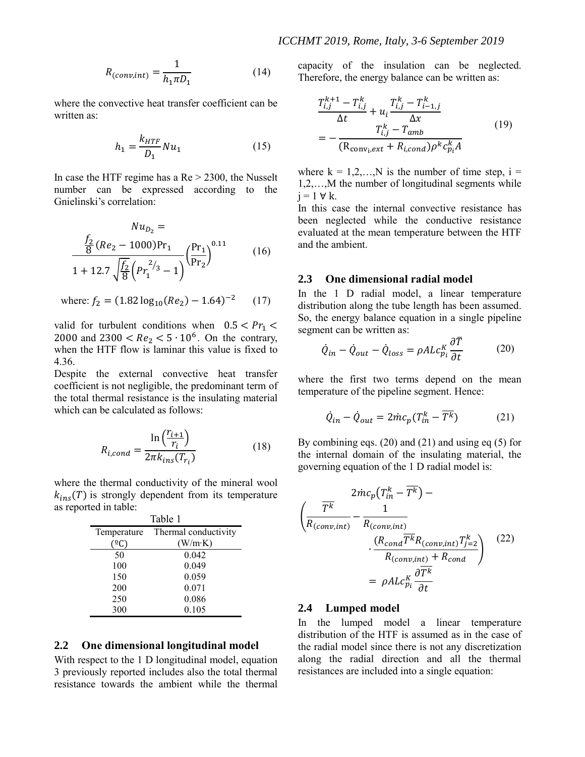$$R_{(conv,int)} = \frac{1}{h_1 \pi D_1} \tag{14}$$

where the convective heat transfer coefficient can be written as:

$$h_1 = \frac{k_{HTF}}{D_1} Nu_1 \tag{15}$$

In case the HTF regime has a Re > 2300, the Nusselt number can be expressed according to the Gnielinski's correlation:

$$Nu_{D_2} = \frac{\frac{f_2}{8}(Re_2 - 1000)\mathrm{Pr}_1}{1 + 12.7\sqrt{\frac{f_2}{8}}\left(Pr_1^{2/3} - 1\right)}\left(\frac{\mathrm{Pr}_1}{\mathrm{Pr}_2}\right)^{0.11} \tag{16}$$

where: $f_2 = (1.82\log_{10}(Re_2) - 1.64)^{-2}$ (17)

valid for turbulent conditions when $0.5 < Pr_1 < 2000$ and $2300 < Re_2 < 5 \cdot 10^6$. On the contrary, when the HTF flow is laminar this value is fixed to 4.36.

Despite the external convective heat transfer coefficient is not negligible, the predominant term of the total thermal resistance is the insulating material which can be calculated as follows:

$$R_{i,cond} = \frac{\ln\left(\frac{r_{i+1}}{r_i}\right)}{2\pi k_{ins}(T_{r_i})} \tag{18}$$

where the thermal conductivity of the mineral wool $k_{ins}(T)$ is strongly dependent from its temperature as reported in table:

Table 1

| Temperature (ºC) | Thermal conductivity (W/m·K) |
|---|---|
| 50 | 0.042 |
| 100 | 0.049 |
| 150 | 0.059 |
| 200 | 0.071 |
| 250 | 0.086 |
| 300 | 0.105 |

## 2.2 One dimensional longitudinal model

With respect to the 1 D longitudinal model, equation 3 previously reported includes also the total thermal resistance towards the ambient while the thermal capacity of the insulation can be neglected. Therefore, the energy balance can be written as:

$$\frac{T_{i,j}^{k+1} - T_{i,j}^{k}}{\Delta t} + u_i \frac{T_{i,j}^{k} - T_{i-1,j}^{k}}{\Delta x} = -\frac{T_{i,j}^{k} - T_{amb}}{(\mathrm{R}_{\mathrm{conv_i},ext} + R_{i,cond})\rho^k c_{p_i}^k A} \tag{19}$$

where k = 1,2,…,N is the number of time step, i = 1,2,…,M the number of longitudinal segments while j = 1 ∀ k.

In this case the internal convective resistance has been neglected while the conductive resistance evaluated at the mean temperature between the HTF and the ambient.

## 2.3 One dimensional radial model

In the 1 D radial model, a linear temperature distribution along the tube length has been assumed. So, the energy balance equation in a single pipeline segment can be written as:

$$\dot{Q}_{in} - \dot{Q}_{out} - \dot{Q}_{loss} = \rho A L c_{p_i}^K \frac{\partial \overline{T}}{\partial t} \tag{20}$$

where the first two terms depend on the mean temperature of the pipeline segment. Hence:

$$\dot{Q}_{in} - \dot{Q}_{out} = 2\dot{m}c_p(T_{in}^k - \overline{T^k}) \tag{21}$$

By combining eqs. (20) and (21) and using eq (5) for the internal domain of the insulating material, the governing equation of the 1 D radial model is:

$$2\dot{m}c_p\left(T_{in}^k - \overline{T^k}\right) - \left(\frac{\overline{T^k}}{R_{(conv,int)}} - \frac{1}{R_{(conv,int)}} \cdot \frac{(R_{cond}\overline{T^k}R_{(conv,int)}T_{j=2}^k}{R_{(conv,int)} + R_{cond}}\right) = \rho A L c_{p_i}^K \frac{\partial \overline{T^k}}{\partial t} \tag{22}$$

## 2.4 Lumped model

In the lumped model a linear temperature distribution of the HTF is assumed as in the case of the radial model since there is not any discretization along the radial direction and all the thermal resistances are included into a single equation: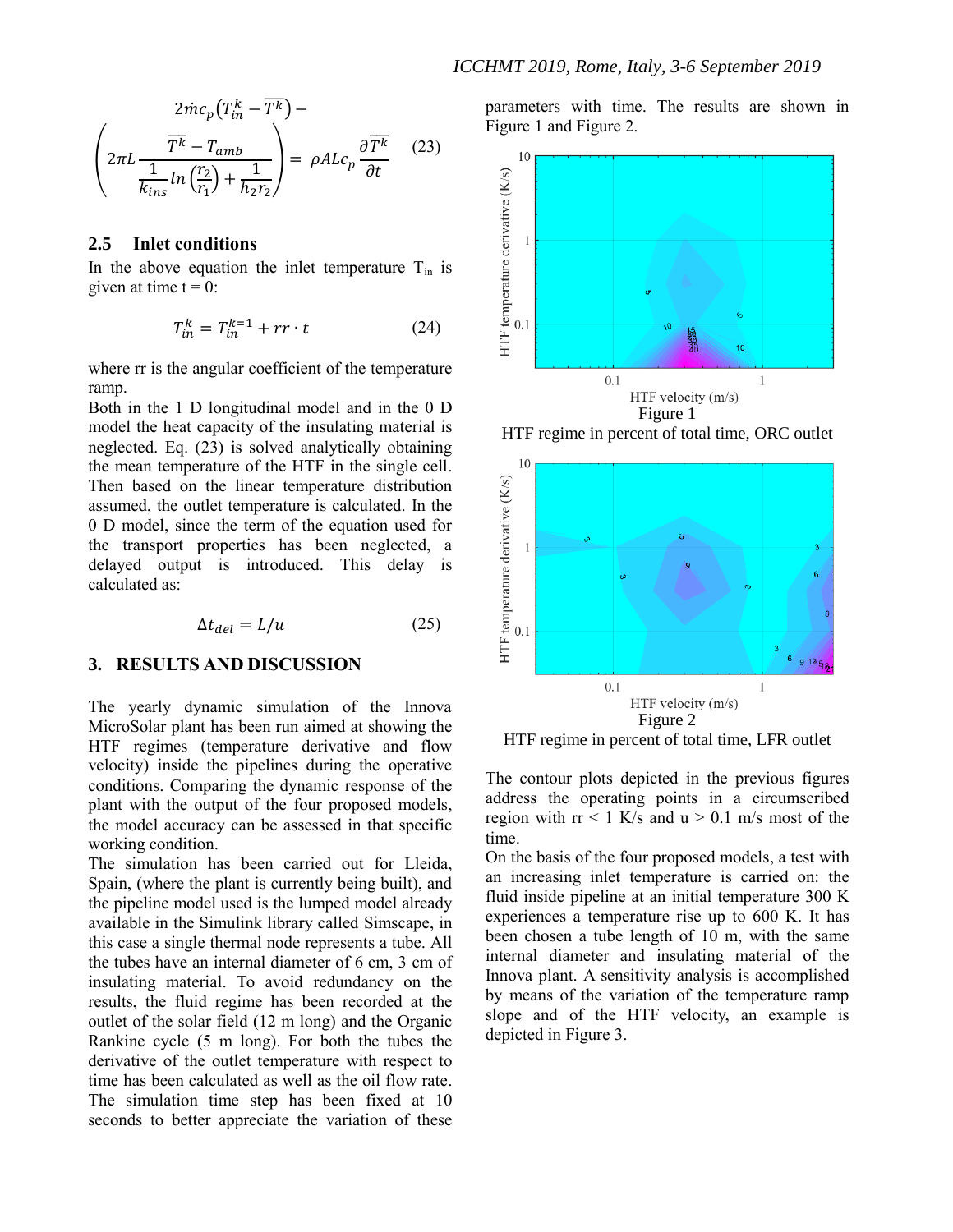$$2\dot{m}c_p\left(T_{in}^k - \overline{T^k}\right) - \left(2\pi L \frac{\overline{T^k} - T_{amb}}{\frac{1}{k_{ins}} ln\left(\frac{r_2}{r_1}\right) + \frac{1}{h_2 r_2}}\right) = \rho A L c_p \frac{\partial \overline{T^k}}{\partial t} \quad (23)$$

### 2.5 Inlet conditions

In the above equation the inlet temperature $T_{in}$ is given at time t = 0:

$$T_{in}^k = T_{in}^{k=1} + rr \cdot t \quad (24)$$

where rr is the angular coefficient of the temperature ramp.

Both in the 1 D longitudinal model and in the 0 D model the heat capacity of the insulating material is neglected. Eq. (23) is solved analytically obtaining the mean temperature of the HTF in the single cell. Then based on the linear temperature distribution assumed, the outlet temperature is calculated. In the 0 D model, since the term of the equation used for the transport properties has been neglected, a delayed output is introduced. This delay is calculated as:

$$\Delta t_{del} = L/u \quad (25)$$

## 3. RESULTS AND DISCUSSION

The yearly dynamic simulation of the Innova MicroSolar plant has been run aimed at showing the HTF regimes (temperature derivative and flow velocity) inside the pipelines during the operative conditions. Comparing the dynamic response of the plant with the output of the four proposed models, the model accuracy can be assessed in that specific working condition.

The simulation has been carried out for Lleida, Spain, (where the plant is currently being built), and the pipeline model used is the lumped model already available in the Simulink library called Simscape, in this case a single thermal node represents a tube. All the tubes have an internal diameter of 6 cm, 3 cm of insulating material. To avoid redundancy on the results, the fluid regime has been recorded at the outlet of the solar field (12 m long) and the Organic Rankine cycle (5 m long). For both the tubes the derivative of the outlet temperature with respect to time has been calculated as well as the oil flow rate. The simulation time step has been fixed at 10 seconds to better appreciate the variation of these parameters with time. The results are shown in Figure 1 and Figure 2.

Figure 1

HTF regime in percent of total time, ORC outlet

Figure 2

HTF regime in percent of total time, LFR outlet

The contour plots depicted in the previous figures address the operating points in a circumscribed region with rr < 1 K/s and u > 0.1 m/s most of the time.

On the basis of the four proposed models, a test with an increasing inlet temperature is carried on: the fluid inside pipeline at an initial temperature 300 K experiences a temperature rise up to 600 K. It has been chosen a tube length of 10 m, with the same internal diameter and insulating material of the Innova plant. A sensitivity analysis is accomplished by means of the variation of the temperature ramp slope and of the HTF velocity, an example is depicted in Figure 3.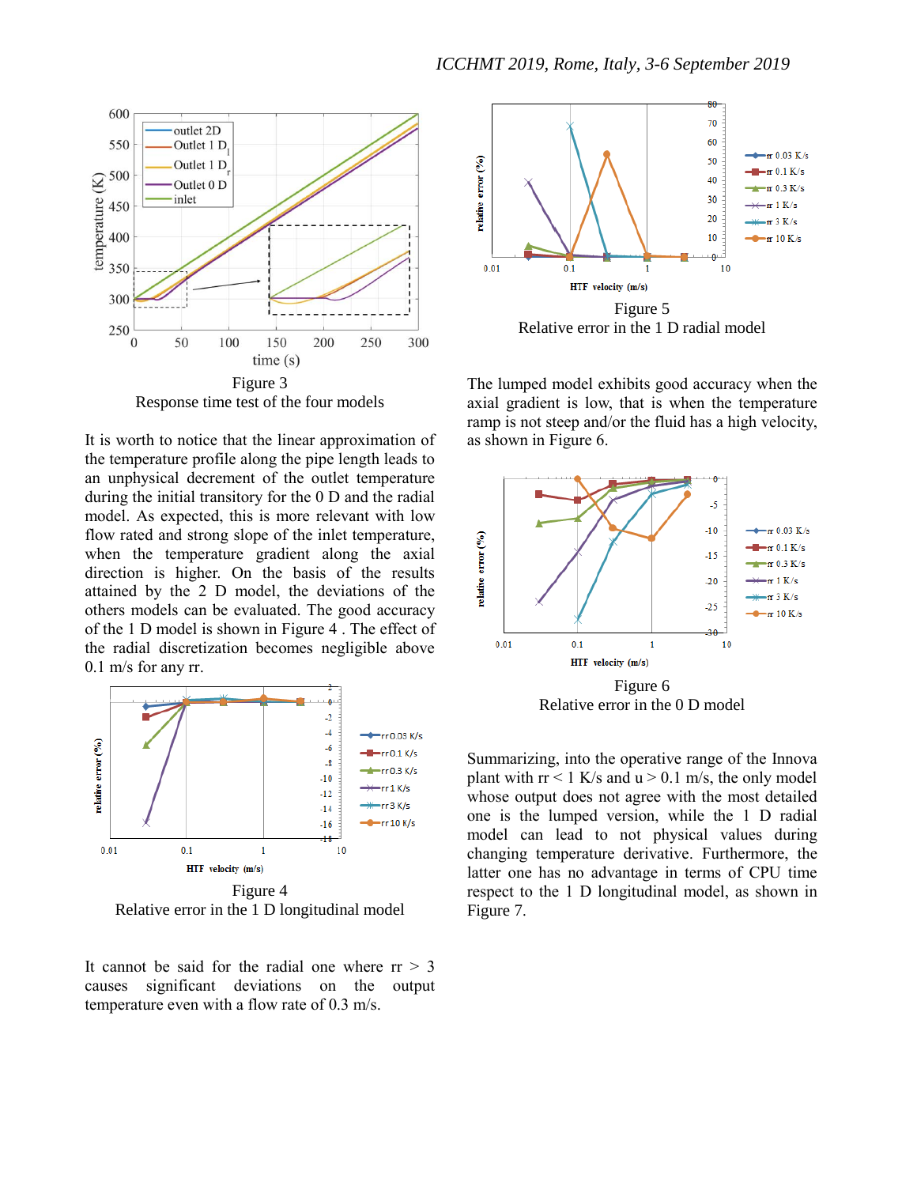Figure 3
Response time test of the four models

It is worth to notice that the linear approximation of the temperature profile along the pipe length leads to an unphysical decrement of the outlet temperature during the initial transitory for the 0 D and the radial model. As expected, this is more relevant with low flow rated and strong slope of the inlet temperature, when the temperature gradient along the axial direction is higher. On the basis of the results attained by the 2 D model, the deviations of the others models can be evaluated. The good accuracy of the 1 D model is shown in Figure 4 . The effect of the radial discretization becomes negligible above 0.1 m/s for any rr.

Figure 4
Relative error in the 1 D longitudinal model

It cannot be said for the radial one where rr > 3 causes significant deviations on the output temperature even with a flow rate of 0.3 m/s.

Figure 5
Relative error in the 1 D radial model

The lumped model exhibits good accuracy when the axial gradient is low, that is when the temperature ramp is not steep and/or the fluid has a high velocity, as shown in Figure 6.

Figure 6
Relative error in the 0 D model

Summarizing, into the operative range of the Innova plant with rr < 1 K/s and u > 0.1 m/s, the only model whose output does not agree with the most detailed one is the lumped version, while the 1 D radial model can lead to not physical values during changing temperature derivative. Furthermore, the latter one has no advantage in terms of CPU time respect to the 1 D longitudinal model, as shown in Figure 7.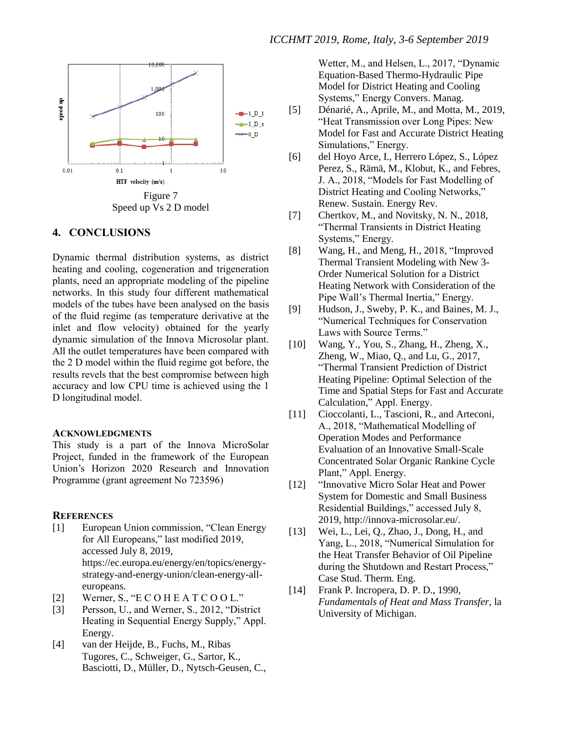speed up

10,000

1,000

100

10

1

0.01

0.1

1

10

HTF velocity (m/s)

1_D_l

1_D_r

0_D

Figure 7
Speed up Vs 2 D model

## 4. CONCLUSIONS

Dynamic thermal distribution systems, as district heating and cooling, cogeneration and trigeneration plants, need an appropriate modeling of the pipeline networks. In this study four different mathematical models of the tubes have been analysed on the basis of the fluid regime (as temperature derivative at the inlet and flow velocity) obtained for the yearly dynamic simulation of the Innova Microsolar plant. All the outlet temperatures have been compared with the 2 D model within the fluid regime got before, the results revels that the best compromise between high accuracy and low CPU time is achieved using the 1 D longitudinal model.

### ACKNOWLEDGMENTS

This study is a part of the Innova MicroSolar Project, funded in the framework of the European Union's Horizon 2020 Research and Innovation Programme (grant agreement No 723596)

### REFERENCES

[1] European Union commission, "Clean Energy for All Europeans," last modified 2019, accessed July 8, 2019, https://ec.europa.eu/energy/en/topics/energy-strategy-and-energy-union/clean-energy-all-europeans.

[2] Werner, S., "E C O H E A T C O O L."

[3] Persson, U., and Werner, S., 2012, "District Heating in Sequential Energy Supply," Appl. Energy.

[4] van der Heijde, B., Fuchs, M., Ribas Tugores, C., Schweiger, G., Sartor, K., Basciotti, D., Müller, D., Nytsch-Geusen, C., Wetter, M., and Helsen, L., 2017, "Dynamic Equation-Based Thermo-Hydraulic Pipe Model for District Heating and Cooling Systems," Energy Convers. Manag.

[5] Dénarié, A., Aprile, M., and Motta, M., 2019, "Heat Transmission over Long Pipes: New Model for Fast and Accurate District Heating Simulations," Energy.

[6] del Hoyo Arce, I., Herrero López, S., López Perez, S., Rämä, M., Klobut, K., and Febres, J. A., 2018, "Models for Fast Modelling of District Heating and Cooling Networks," Renew. Sustain. Energy Rev.

[7] Chertkov, M., and Novitsky, N. N., 2018, "Thermal Transients in District Heating Systems," Energy.

[8] Wang, H., and Meng, H., 2018, "Improved Thermal Transient Modeling with New 3-Order Numerical Solution for a District Heating Network with Consideration of the Pipe Wall's Thermal Inertia," Energy.

[9] Hudson, J., Sweby, P. K., and Baines, M. J., "Numerical Techniques for Conservation Laws with Source Terms."

[10] Wang, Y., You, S., Zhang, H., Zheng, X., Zheng, W., Miao, Q., and Lu, G., 2017, "Thermal Transient Prediction of District Heating Pipeline: Optimal Selection of the Time and Spatial Steps for Fast and Accurate Calculation," Appl. Energy.

[11] Cioccolanti, L., Tascioni, R., and Arteconi, A., 2018, "Mathematical Modelling of Operation Modes and Performance Evaluation of an Innovative Small-Scale Concentrated Solar Organic Rankine Cycle Plant," Appl. Energy.

[12] "Innovative Micro Solar Heat and Power System for Domestic and Small Business Residential Buildings," accessed July 8, 2019, http://innova-microsolar.eu/.

[13] Wei, L., Lei, Q., Zhao, J., Dong, H., and Yang, L., 2018, "Numerical Simulation for the Heat Transfer Behavior of Oil Pipeline during the Shutdown and Restart Process," Case Stud. Therm. Eng.

[14] Frank P. Incropera, D. P. D., 1990, *Fundamentals of Heat and Mass Transfer*, la University of Michigan.